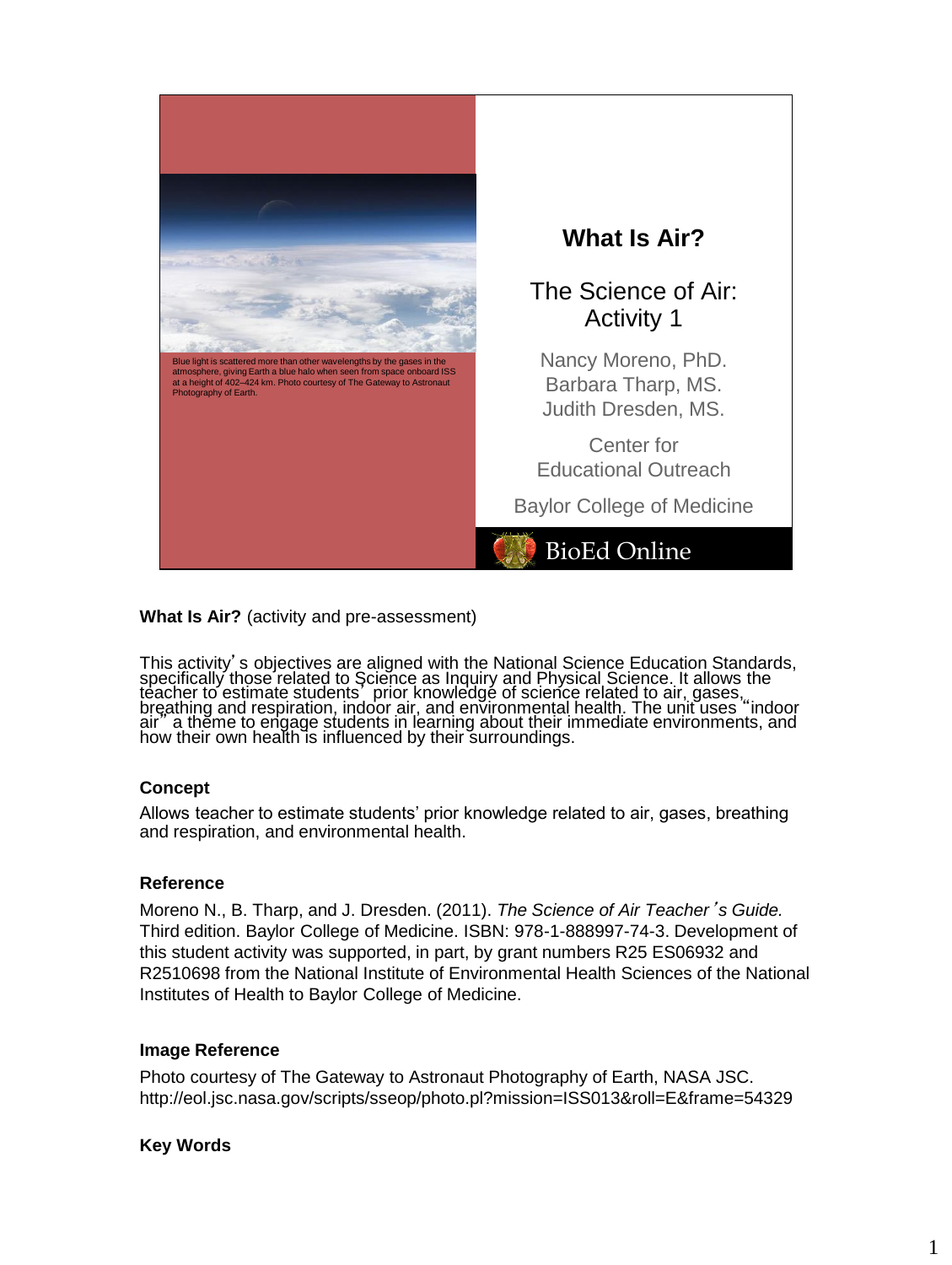Blue light is scattered more than other wavelengths by the gases in the atmosphere, giving Earth a blue halo when seen from space onboard ISS at a height of 402–424 km. Photo courtesy of The Gateway to Astronaut Photography of Earth.

# What Is Air?

The Science of Air: Activity 1

Nancy Moreno, PhD.
Barbara Tharp, MS.
Judith Dresden, MS.

Center for Educational Outreach

Baylor College of Medicine

BioEd Online

**What Is Air?** (activity and pre-assessment)

This activity's objectives are aligned with the National Science Education Standards, specifically those related to Science as Inquiry and Physical Science. It allows the teacher to estimate students' prior knowledge of science related to air, gases, breathing and respiration, indoor air, and environmental health. The unit uses "indoor air" a theme to engage students in learning about their immediate environments, and how their own health is influenced by their surroundings.

**Concept**

Allows teacher to estimate students' prior knowledge related to air, gases, breathing and respiration, and environmental health.

**Reference**

Moreno N., B. Tharp, and J. Dresden. (2011). *The Science of Air Teacher's Guide.* Third edition. Baylor College of Medicine. ISBN: 978-1-888997-74-3. Development of this student activity was supported, in part, by grant numbers R25 ES06932 and R2510698 from the National Institute of Environmental Health Sciences of the National Institutes of Health to Baylor College of Medicine.

**Image Reference**

Photo courtesy of The Gateway to Astronaut Photography of Earth, NASA JSC. http://eol.jsc.nasa.gov/scripts/sseop/photo.pl?mission=ISS013&roll=E&frame=54329

**Key Words**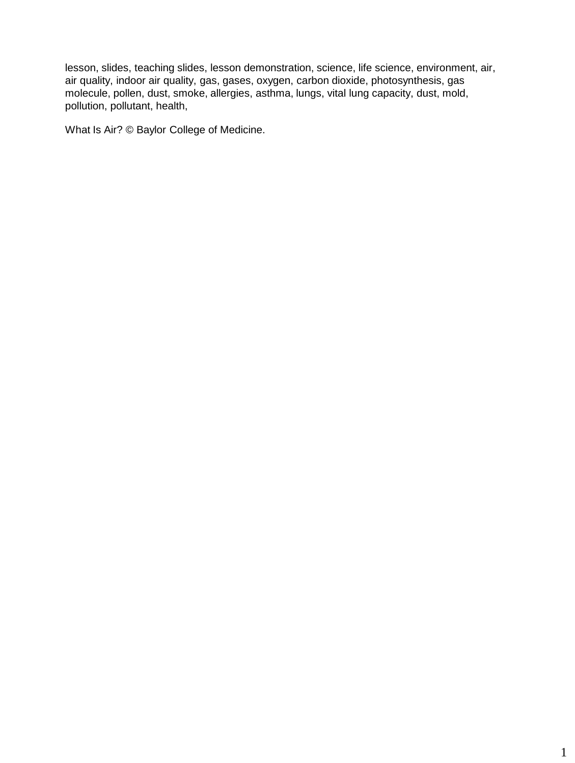lesson, slides, teaching slides, lesson demonstration, science, life science, environment, air, air quality, indoor air quality, gas, gases, oxygen, carbon dioxide, photosynthesis, gas molecule, pollen, dust, smoke, allergies, asthma, lungs, vital lung capacity, dust, mold, pollution, pollutant, health,

What Is Air? © Baylor College of Medicine.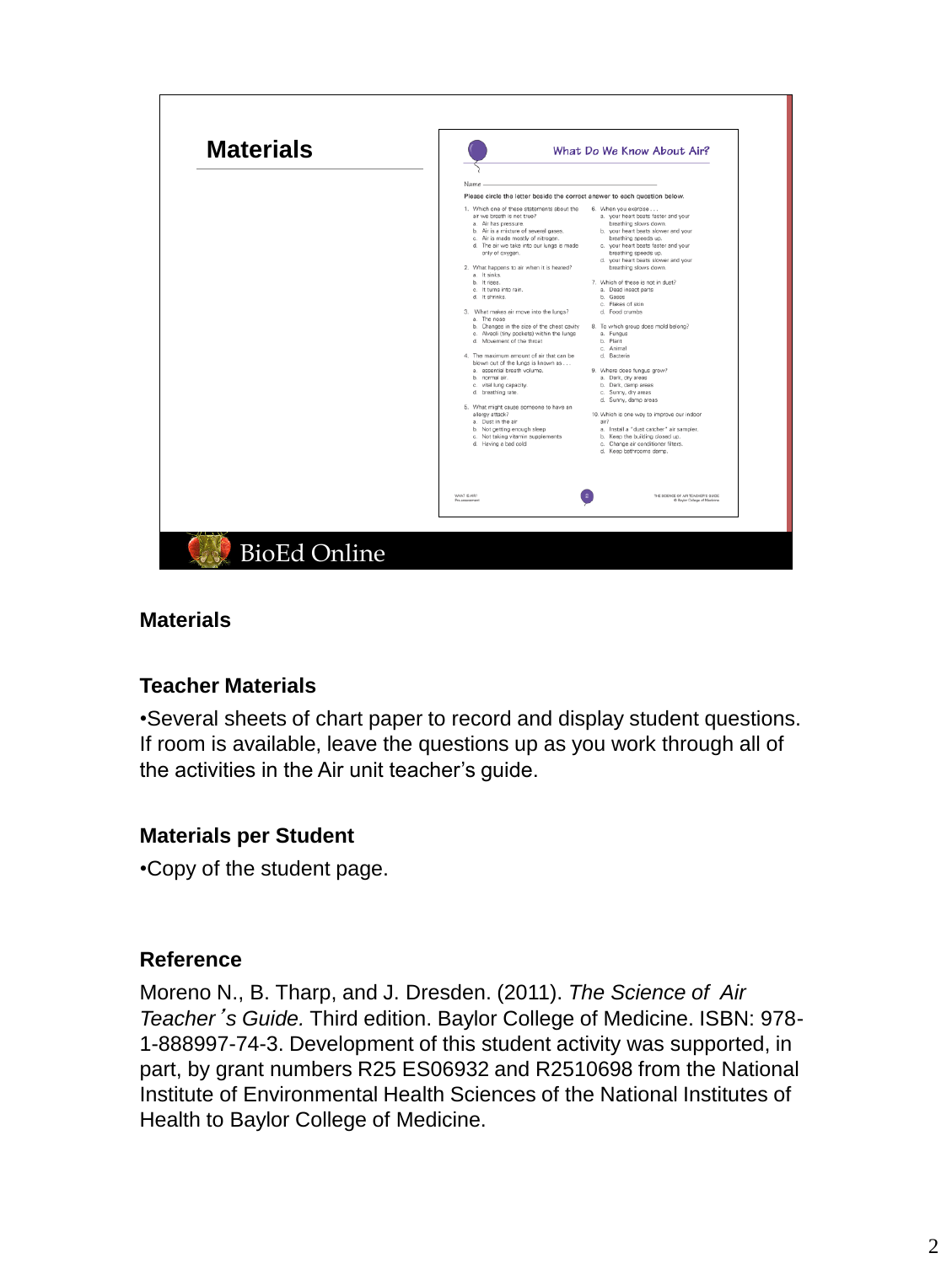## Materials

### What Do We Know About Air?

Name ___________________________

Please circle the letter beside the correct answer to each question below.

1. Which one of these statements about the air we breath is not true?
   a. Air has pressure.
   b. Air is a mixture of several gases.
   c. Air is made mostly of nitrogen.
   d. The air we take into our lungs is made only of oxygen.
2. What happens to air when it is heated?
   a. It sinks.
   b. It rises.
   c. It turns into rain.
   d. It shrinks.
3. What makes air move into the lungs?
   a. The nose
   b. Changes in the size of the chest cavity
   c. Alveoli (tiny pockets) within the lungs
   d. Movement of the throat
4. The maximum amount of air that can be blown out of the lungs is known as . . .
   a. essential breath volume.
   b. normal air.
   c. vital lung capacity
   d. breathing rate.
5. What might cause someone to have an allergy attack?
   a. Dust in the air
   b. Not getting enough sleep
   c. Not taking vitamin supplements
   d. Having a bad cold
6. When you exercise . . .
   a. your heart beats faster and your breathing slows down.
   b. your heart beats slower and your breathing speeds up.
   c. your heart beats faster and your breathing speeds up.
   d. your heart beats slower and your breathing slows down.
7. Which of these is not in dust?
   a. Dead insect parts
   b. Gases
   c. Flakes of skin
   d. Food crumbs
8. To which group does mold belong?
   a. Fungus
   b. Plant
   c. Animal
   d. Bacteria
9. Where does fungus grow?
   a. Dark, dry areas
   b. Dark, damp areas
   c. Sunny, dry areas
   d. Sunny, damp areas
10. Which is one way to improve our indoor air?
    a. Install a "dust catcher" air sampler.
    b. Keep the building closed up.
    c. Change air conditioner filters.
    d. Keep bathrooms damp.

BioEd Online

**Materials**

**Teacher Materials**

•Several sheets of chart paper to record and display student questions. If room is available, leave the questions up as you work through all of the activities in the Air unit teacher's guide.

**Materials per Student**

•Copy of the student page.

**Reference**

Moreno N., B. Tharp, and J. Dresden. (2011). *The Science of Air Teacher's Guide.* Third edition. Baylor College of Medicine. ISBN: 978-1-888997-74-3. Development of this student activity was supported, in part, by grant numbers R25 ES06932 and R2510698 from the National Institute of Environmental Health Sciences of the National Institutes of Health to Baylor College of Medicine.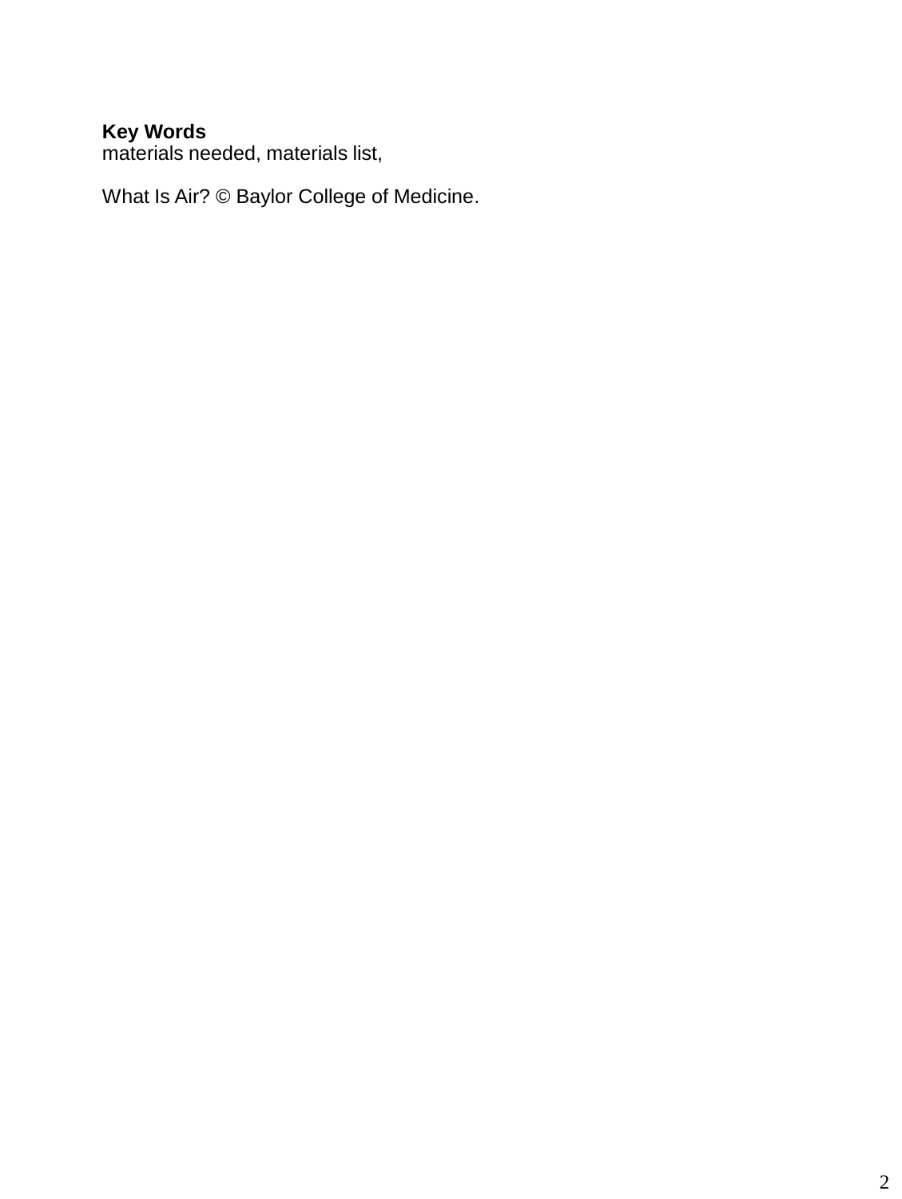**Key Words**
materials needed, materials list,

What Is Air? © Baylor College of Medicine.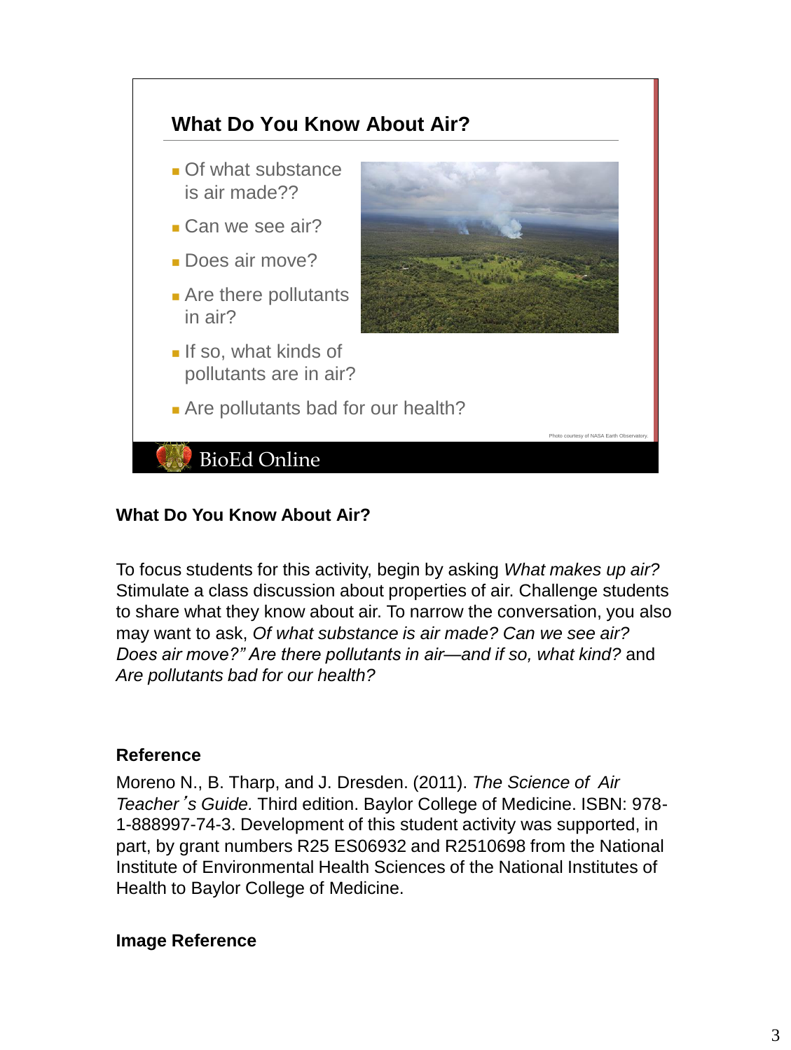## What Do You Know About Air?

- Of what substance is air made??
- Can we see air?
- Does air move?
- Are there pollutants in air?
- If so, what kinds of pollutants are in air?
- Are pollutants bad for our health?

Photo courtesy of NASA Earth Observatory.

BioEd Online

### What Do You Know About Air?

To focus students for this activity, begin by asking *What makes up air?* Stimulate a class discussion about properties of air. Challenge students to share what they know about air. To narrow the conversation, you also may want to ask, *Of what substance is air made? Can we see air? Does air move?" Are there pollutants in air—and if so, what kind?* and *Are pollutants bad for our health?*

### Reference

Moreno N., B. Tharp, and J. Dresden. (2011). *The Science of Air Teacher's Guide.* Third edition. Baylor College of Medicine. ISBN: 978-1-888997-74-3. Development of this student activity was supported, in part, by grant numbers R25 ES06932 and R2510698 from the National Institute of Environmental Health Sciences of the National Institutes of Health to Baylor College of Medicine.

### Image Reference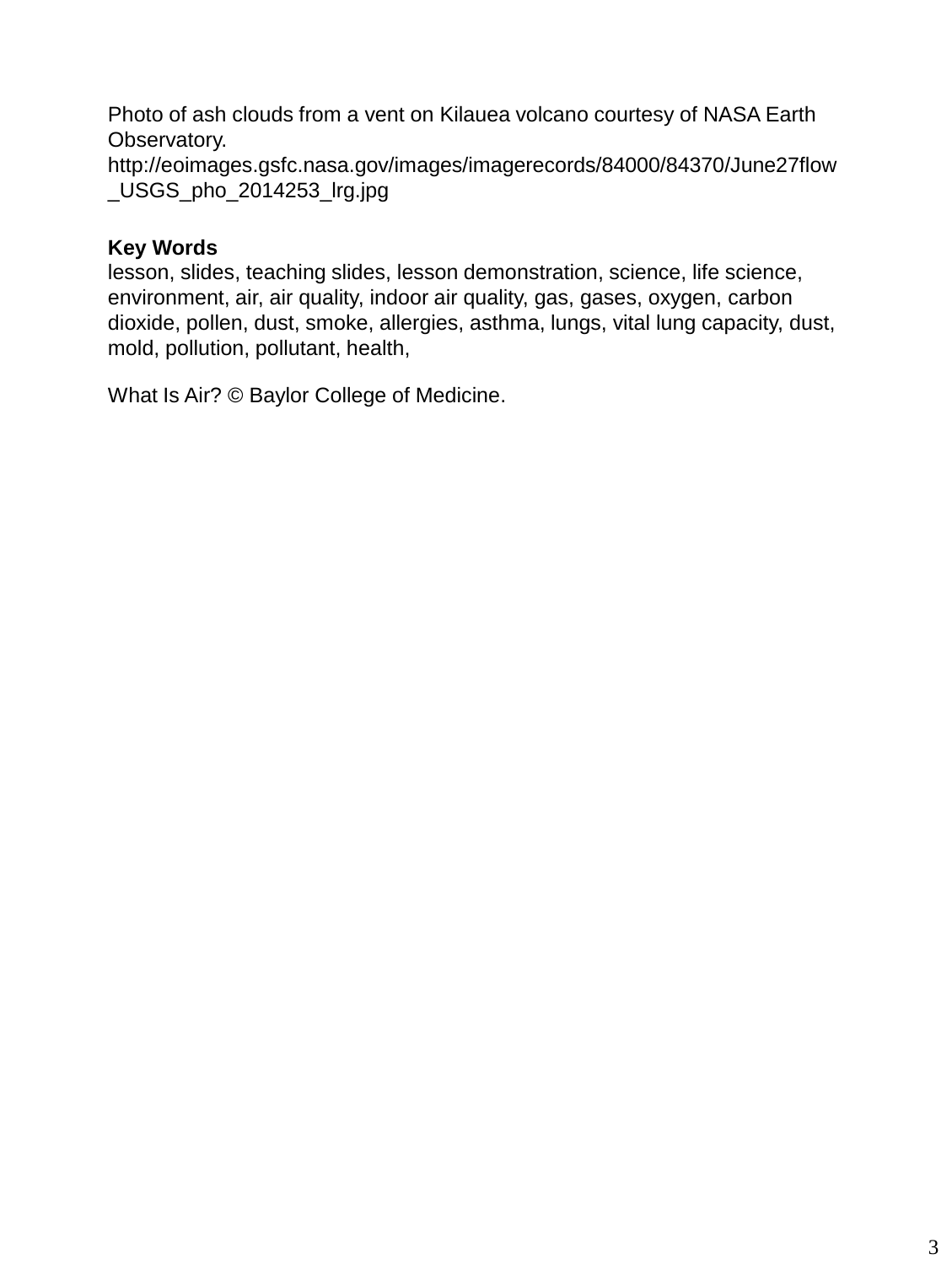Photo of ash clouds from a vent on Kilauea volcano courtesy of NASA Earth Observatory.
http://eoimages.gsfc.nasa.gov/images/imagerecords/84000/84370/June27flow_USGS_pho_2014253_lrg.jpg

**Key Words**
lesson, slides, teaching slides, lesson demonstration, science, life science, environment, air, air quality, indoor air quality, gas, gases, oxygen, carbon dioxide, pollen, dust, smoke, allergies, asthma, lungs, vital lung capacity, dust, mold, pollution, pollutant, health,

What Is Air? © Baylor College of Medicine.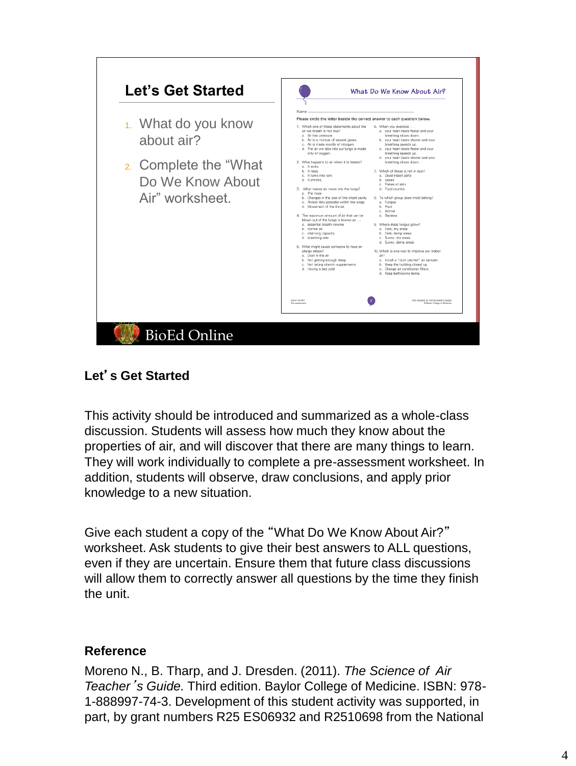## Let's Get Started

1. What do you know about air?
2. Complete the "What Do We Know About Air" worksheet.

**What Do We Know About Air?**

Name ___________________________

**Please circle the letter beside the correct answer to each question below.**

1. Which one of these statements about the air we breath is not true?
   a. Air has pressure.
   b. Air is a mixture of several gases.
   c. Air is made mostly of nitrogen.
   d. The air we take into our lungs is made only of oxygen.
2. What happens to air when it is heated?
   a. It sinks.
   b. It rises.
   c. It turns into rain.
   d. It shrinks.
3. What makes air move into the lungs?
   a. The nose
   b. Changes in the size of the chest cavity
   c. Alveoli (tiny pockets) within the lungs
   d. Movement of the throat
4. The maximum amount of air that can be blown out of the lungs is known as . . .
   a. essential breath volume.
   b. normal air.
   c. vital lung capacity.
   d. breathing rate.
5. What might cause someone to have an allergy attack?
   a. Dust in the air
   b. Not getting enough sleep
   c. Not taking vitamin supplements
   d. Having a bad cold
6. When you exercise . . .
   a. your heart beats faster and your breathing slows down.
   b. your heart beats slower and your breathing speeds up.
   c. your heart beats faster and your breathing speeds up.
   d. your heart beats slower and your breathing slows down.
7. Which of these is not in dust?
   a. Dead insect parts
   b. Gases
   c. Flakes of skin
   d. Food crumbs
8. To which group does mold belong?
   a. Fungus
   b. Plant
   c. Animal
   d. Bacteria
9. Where does fungus grow?
   a. Dark, dry areas
   b. Dark, damp areas
   c. Sunny, dry areas
   d. Sunny, damp areas
10. Which is one way to improve our indoor air?
    a. Install a "dust catcher" air sampler.
    b. Keep the building closed up.
    c. Change air conditioner filters.
    d. Keep bathrooms damp.

BioEd Online

**Let's Get Started**

This activity should be introduced and summarized as a whole-class discussion. Students will assess how much they know about the properties of air, and will discover that there are many things to learn. They will work individually to complete a pre-assessment worksheet. In addition, students will observe, draw conclusions, and apply prior knowledge to a new situation.

Give each student a copy of the "What Do We Know About Air?" worksheet. Ask students to give their best answers to ALL questions, even if they are uncertain. Ensure them that future class discussions will allow them to correctly answer all questions by the time they finish the unit.

**Reference**

Moreno N., B. Tharp, and J. Dresden. (2011). *The Science of Air Teacher's Guide.* Third edition. Baylor College of Medicine. ISBN: 978-1-888997-74-3. Development of this student activity was supported, in part, by grant numbers R25 ES06932 and R2510698 from the National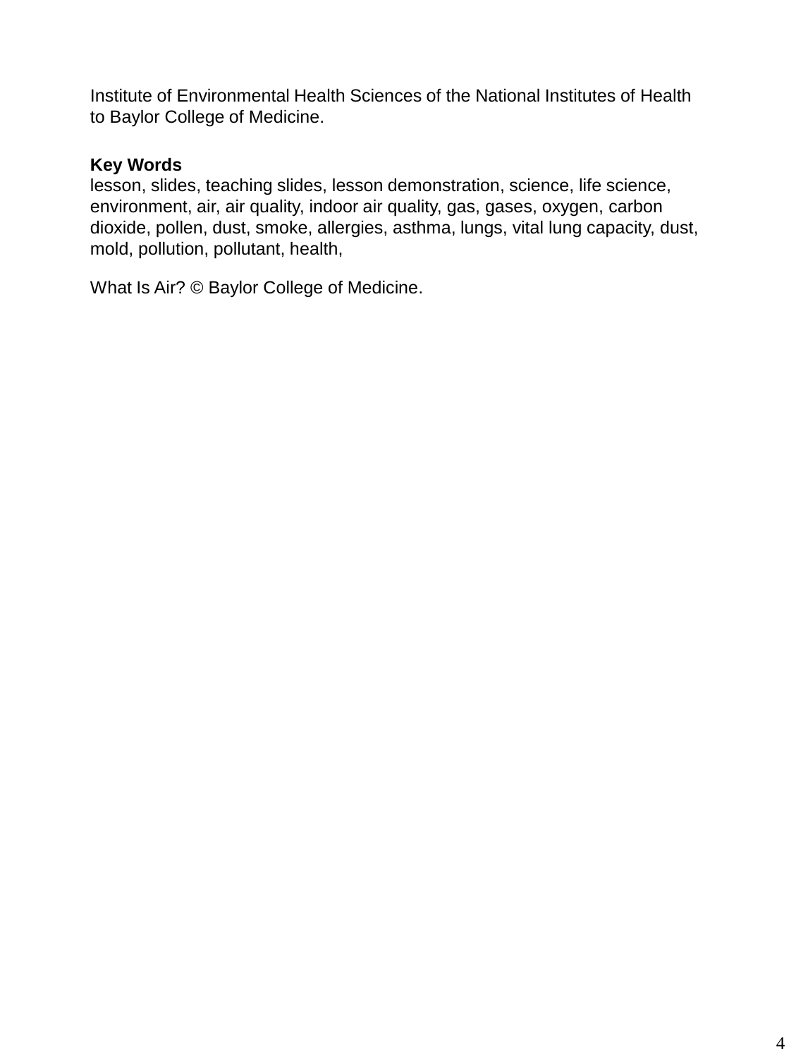Institute of Environmental Health Sciences of the National Institutes of Health to Baylor College of Medicine.

**Key Words**
lesson, slides, teaching slides, lesson demonstration, science, life science, environment, air, air quality, indoor air quality, gas, gases, oxygen, carbon dioxide, pollen, dust, smoke, allergies, asthma, lungs, vital lung capacity, dust, mold, pollution, pollutant, health,

What Is Air? © Baylor College of Medicine.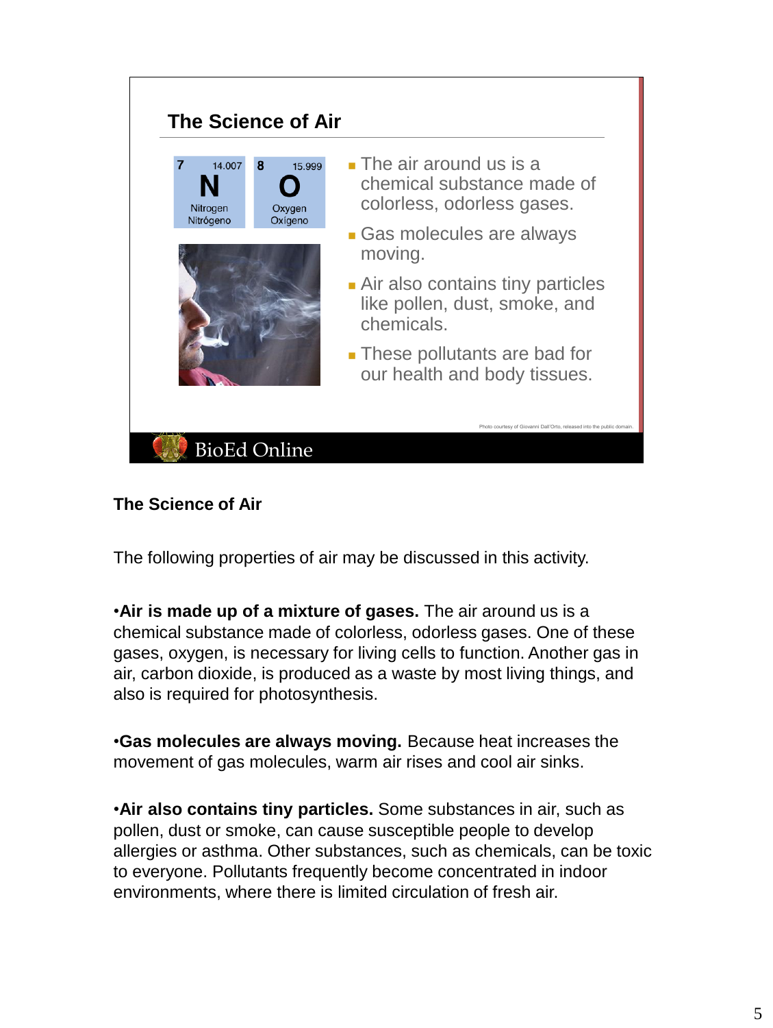## The Science of Air

7 14.007 **N** Nitrogen Nitrógeno

8 15.999 **O** Oxygen Oxigeno

- The air around us is a chemical substance made of colorless, odorless gases.
- Gas molecules are always moving.
- Air also contains tiny particles like pollen, dust, smoke, and chemicals.
- These pollutants are bad for our health and body tissues.

Photo courtesy of Giovanni Dall'Orto, released into the public domain.

BioEd Online

### The Science of Air

The following properties of air may be discussed in this activity.

•**Air is made up of a mixture of gases.** The air around us is a chemical substance made of colorless, odorless gases. One of these gases, oxygen, is necessary for living cells to function. Another gas in air, carbon dioxide, is produced as a waste by most living things, and also is required for photosynthesis.

•**Gas molecules are always moving.** Because heat increases the movement of gas molecules, warm air rises and cool air sinks.

•**Air also contains tiny particles.** Some substances in air, such as pollen, dust or smoke, can cause susceptible people to develop allergies or asthma. Other substances, such as chemicals, can be toxic to everyone. Pollutants frequently become concentrated in indoor environments, where there is limited circulation of fresh air.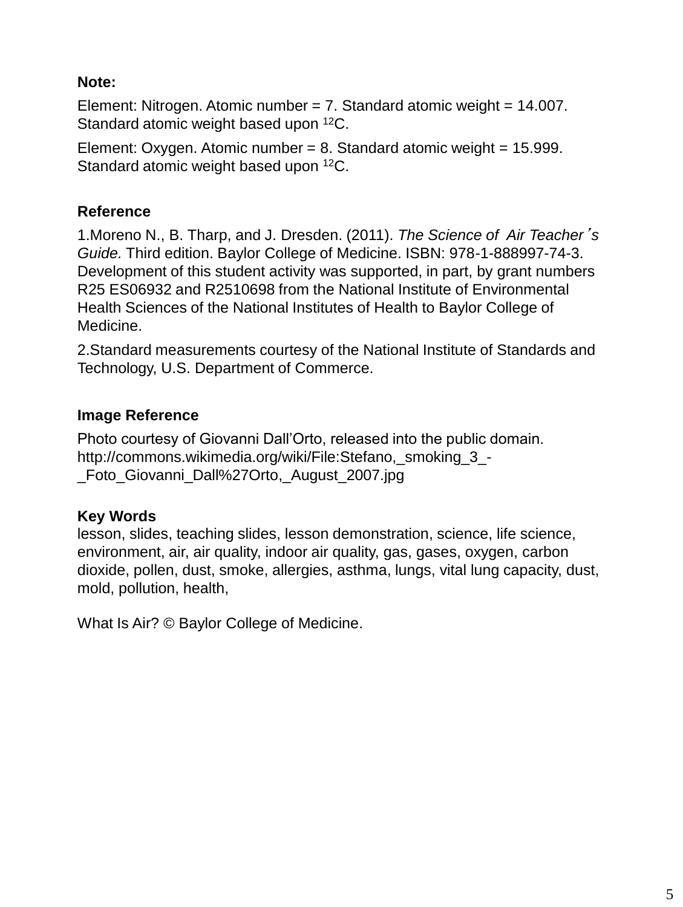**Note:**

Element: Nitrogen. Atomic number = 7. Standard atomic weight = 14.007. Standard atomic weight based upon $^{12}C$.

Element: Oxygen. Atomic number = 8. Standard atomic weight = 15.999. Standard atomic weight based upon $^{12}C$.

**Reference**

1. Moreno N., B. Tharp, and J. Dresden. (2011). *The Science of Air Teacher's Guide.* Third edition. Baylor College of Medicine. ISBN: 978-1-888997-74-3. Development of this student activity was supported, in part, by grant numbers R25 ES06932 and R2510698 from the National Institute of Environmental Health Sciences of the National Institutes of Health to Baylor College of Medicine.
2. Standard measurements courtesy of the National Institute of Standards and Technology, U.S. Department of Commerce.

**Image Reference**

Photo courtesy of Giovanni Dall'Orto, released into the public domain. http://commons.wikimedia.org/wiki/File:Stefano,_smoking_3_-_Foto_Giovanni_Dall%27Orto,_August_2007.jpg

**Key Words**

lesson, slides, teaching slides, lesson demonstration, science, life science, environment, air, air quality, indoor air quality, gas, gases, oxygen, carbon dioxide, pollen, dust, smoke, allergies, asthma, lungs, vital lung capacity, dust, mold, pollution, health,

What Is Air? © Baylor College of Medicine.